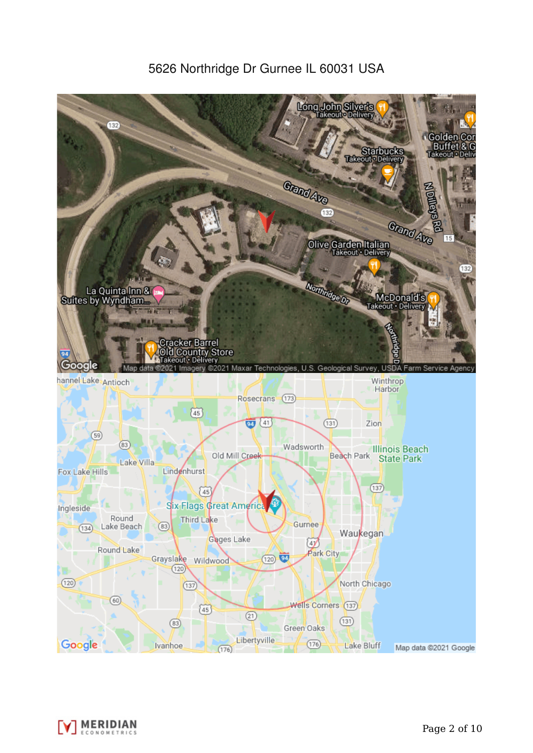5626 Northridge Dr Gurnee IL 60031 USA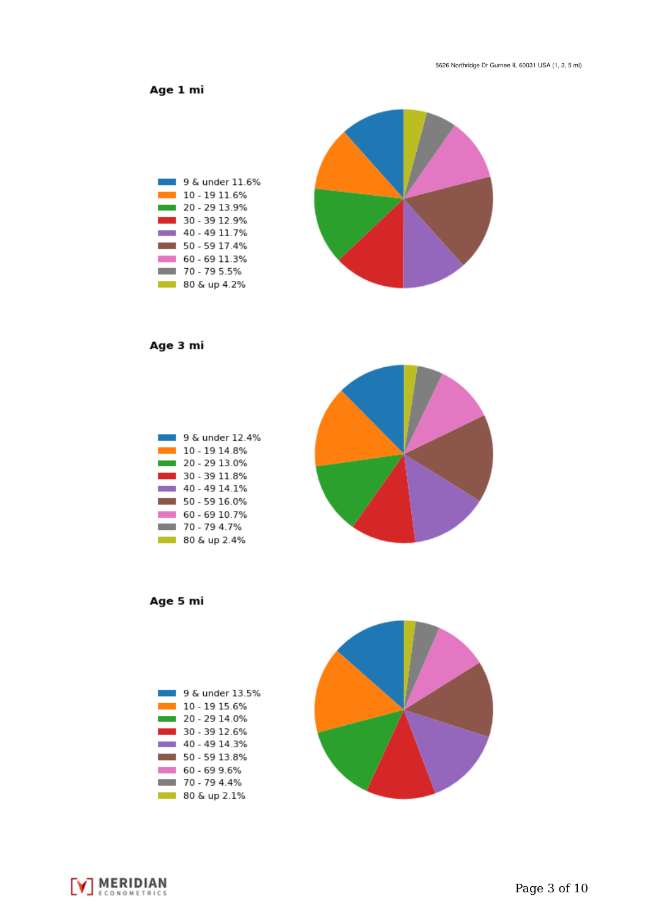5626 Northridge Dr Gurnee IL 60031 USA (1, 3, 5 mi)

## Age 1 mi

- 9 & under 11.6%
- 10 - 19 11.6%
- 20 - 29 13.9%
- 30 - 39 12.9%
- 40 - 49 11.7%
- 50 - 59 17.4%
- 60 - 69 11.3%
- 70 - 79 5.5%
- 80 & up 4.2%

## Age 3 mi

- 9 & under 12.4%
- 10 - 19 14.8%
- 20 - 29 13.0%
- 30 - 39 11.8%
- 40 - 49 14.1%
- 50 - 59 16.0%
- 60 - 69 10.7%
- 70 - 79 4.7%
- 80 & up 2.4%

## Age 5 mi

- 9 & under 13.5%
- 10 - 19 15.6%
- 20 - 29 14.0%
- 30 - 39 12.6%
- 40 - 49 14.3%
- 50 - 59 13.8%
- 60 - 69 9.6%
- 70 - 79 4.4%
- 80 & up 2.1%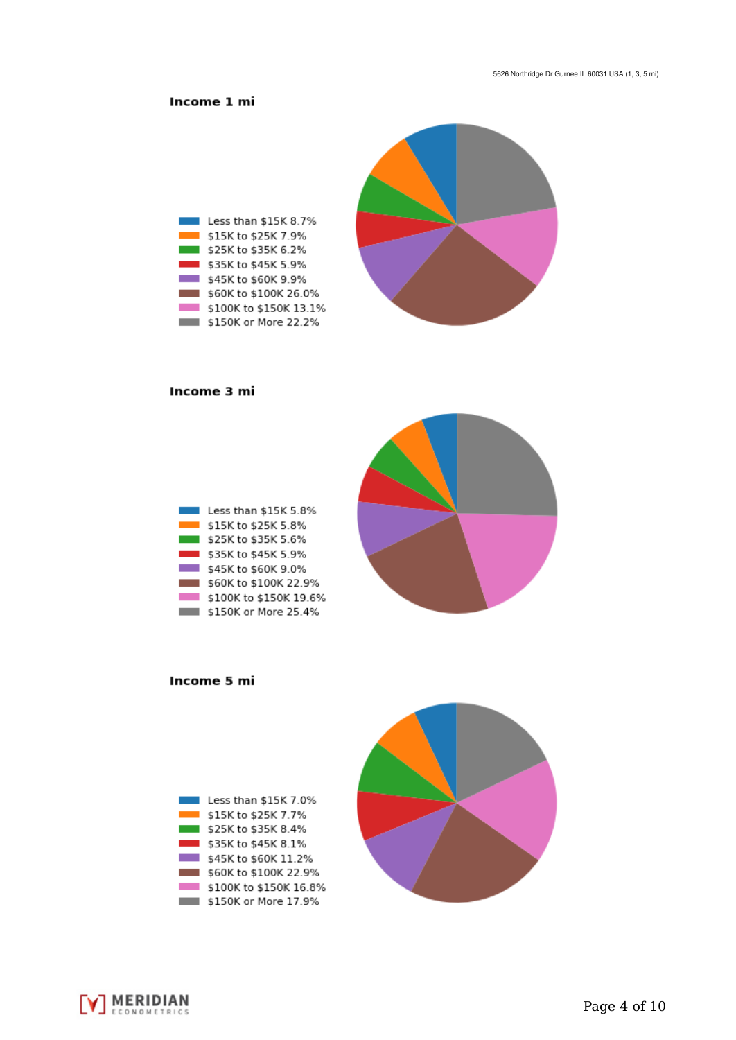5626 Northridge Dr Gurnee IL 60031 USA (1, 3, 5 mi)

## Income 1 mi

- Less than $15K 8.7%
- $15K to $25K 7.9%
- $25K to $35K 6.2%
- $35K to $45K 5.9%
- $45K to $60K 9.9%
- $60K to $100K 26.0%
- $100K to $150K 13.1%
- $150K or More 22.2%

## Income 3 mi

- Less than $15K 5.8%
- $15K to $25K 5.8%
- $25K to $35K 5.6%
- $35K to $45K 5.9%
- $45K to $60K 9.0%
- $60K to $100K 22.9%
- $100K to $150K 19.6%
- $150K or More 25.4%

## Income 5 mi

- Less than $15K 7.0%
- $15K to $25K 7.7%
- $25K to $35K 8.4%
- $35K to $45K 8.1%
- $45K to $60K 11.2%
- $60K to $100K 22.9%
- $100K to $150K 16.8%
- $150K or More 17.9%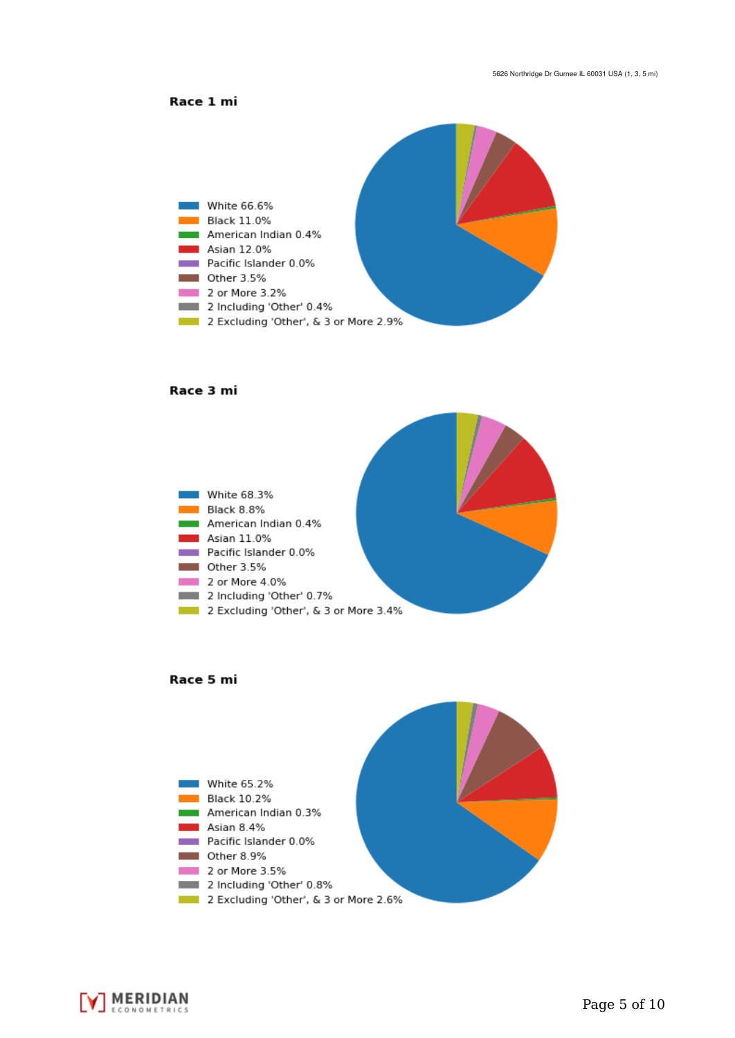## Race 1 mi

- White 66.6%
- Black 11.0%
- American Indian 0.4%
- Asian 12.0%
- Pacific Islander 0.0%
- Other 3.5%
- 2 or More 3.2%
- 2 Including 'Other' 0.4%
- 2 Excluding 'Other', & 3 or More 2.9%

## Race 3 mi

- White 68.3%
- Black 8.8%
- American Indian 0.4%
- Asian 11.0%
- Pacific Islander 0.0%
- Other 3.5%
- 2 or More 4.0%
- 2 Including 'Other' 0.7%
- 2 Excluding 'Other', & 3 or More 3.4%

## Race 5 mi

- White 65.2%
- Black 10.2%
- American Indian 0.3%
- Asian 8.4%
- Pacific Islander 0.0%
- Other 8.9%
- 2 or More 3.5%
- 2 Including 'Other' 0.8%
- 2 Excluding 'Other', & 3 or More 2.6%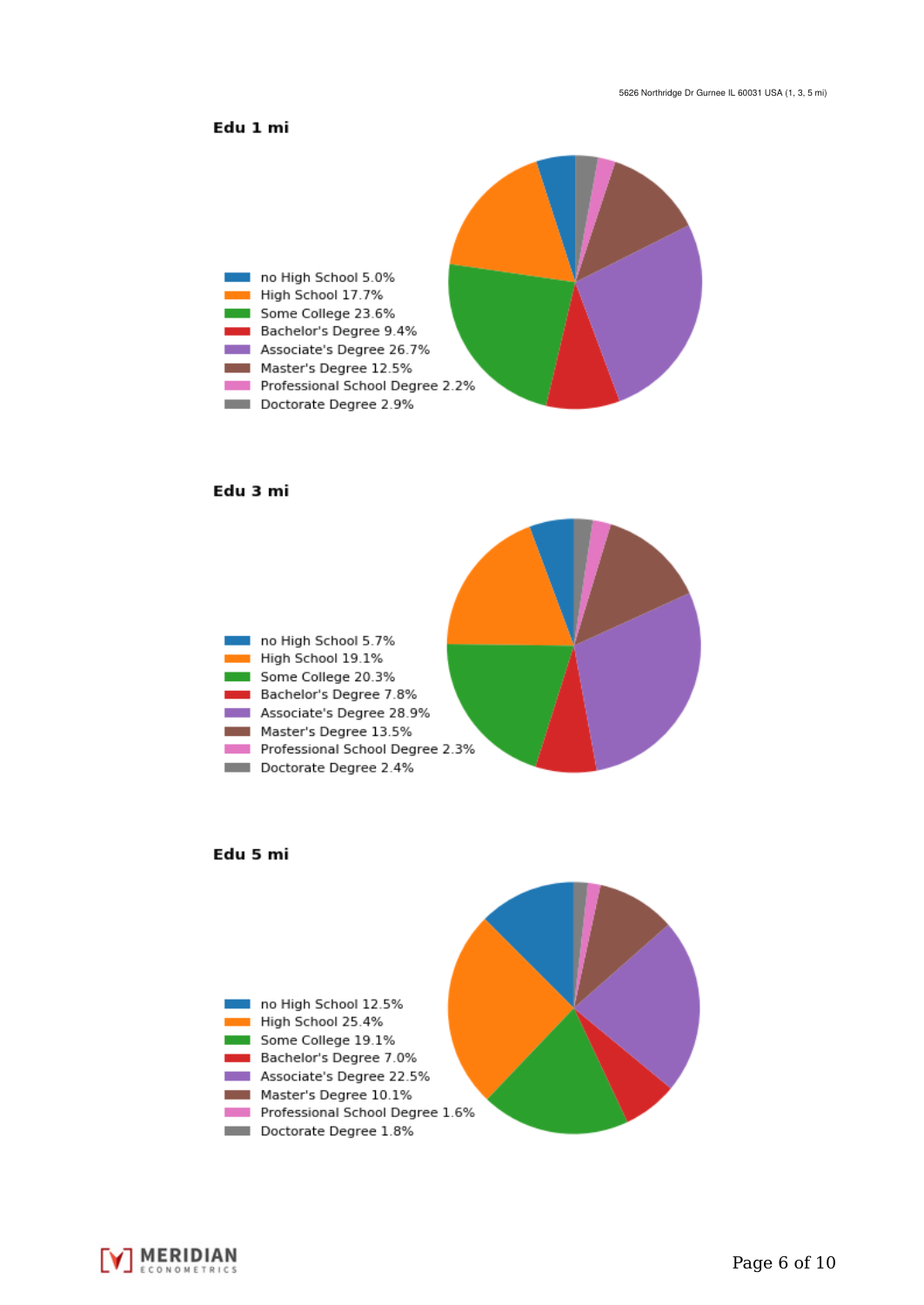## Edu 1 mi

- no High School 5.0%
- High School 17.7%
- Some College 23.6%
- Bachelor's Degree 9.4%
- Associate's Degree 26.7%
- Master's Degree 12.5%
- Professional School Degree 2.2%
- Doctorate Degree 2.9%

## Edu 3 mi

- no High School 5.7%
- High School 19.1%
- Some College 20.3%
- Bachelor's Degree 7.8%
- Associate's Degree 28.9%
- Master's Degree 13.5%
- Professional School Degree 2.3%
- Doctorate Degree 2.4%

## Edu 5 mi

- no High School 12.5%
- High School 25.4%
- Some College 19.1%
- Bachelor's Degree 7.0%
- Associate's Degree 22.5%
- Master's Degree 10.1%
- Professional School Degree 1.6%
- Doctorate Degree 1.8%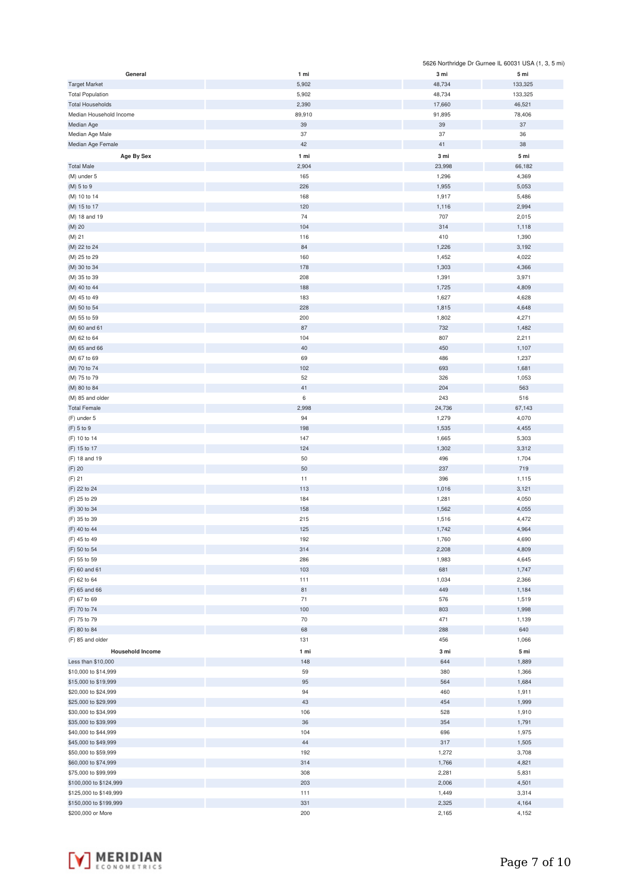5626 Northridge Dr Gurnee IL 60031 USA (1, 3, 5 mi)

| General | 1 mi | 3 mi | 5 mi |
|---|---|---|---|
| Target Market | 5,902 | 48,734 | 133,325 |
| Total Population | 5,902 | 48,734 | 133,325 |
| Total Households | 2,390 | 17,660 | 46,521 |
| Median Household Income | 89,910 | 91,895 | 78,406 |
| Median Age | 39 | 39 | 37 |
| Median Age Male | 37 | 37 | 36 |
| Median Age Female | 42 | 41 | 38 |

| Age By Sex | 1 mi | 3 mi | 5 mi |
|---|---|---|---|
| Total Male | 2,904 | 23,998 | 66,182 |
| (M) under 5 | 165 | 1,296 | 4,369 |
| (M) 5 to 9 | 226 | 1,955 | 5,053 |
| (M) 10 to 14 | 168 | 1,917 | 5,486 |
| (M) 15 to 17 | 120 | 1,116 | 2,994 |
| (M) 18 and 19 | 74 | 707 | 2,015 |
| (M) 20 | 104 | 314 | 1,118 |
| (M) 21 | 116 | 410 | 1,390 |
| (M) 22 to 24 | 84 | 1,226 | 3,192 |
| (M) 25 to 29 | 160 | 1,452 | 4,022 |
| (M) 30 to 34 | 178 | 1,303 | 4,366 |
| (M) 35 to 39 | 208 | 1,391 | 3,971 |
| (M) 40 to 44 | 188 | 1,725 | 4,809 |
| (M) 45 to 49 | 183 | 1,627 | 4,628 |
| (M) 50 to 54 | 228 | 1,815 | 4,648 |
| (M) 55 to 59 | 200 | 1,802 | 4,271 |
| (M) 60 and 61 | 87 | 732 | 1,482 |
| (M) 62 to 64 | 104 | 807 | 2,211 |
| (M) 65 and 66 | 40 | 450 | 1,107 |
| (M) 67 to 69 | 69 | 486 | 1,237 |
| (M) 70 to 74 | 102 | 693 | 1,681 |
| (M) 75 to 79 | 52 | 326 | 1,053 |
| (M) 80 to 84 | 41 | 204 | 563 |
| (M) 85 and older | 6 | 243 | 516 |
| Total Female | 2,998 | 24,736 | 67,143 |
| (F) under 5 | 94 | 1,279 | 4,070 |
| (F) 5 to 9 | 198 | 1,535 | 4,455 |
| (F) 10 to 14 | 147 | 1,665 | 5,303 |
| (F) 15 to 17 | 124 | 1,302 | 3,312 |
| (F) 18 and 19 | 50 | 496 | 1,704 |
| (F) 20 | 50 | 237 | 719 |
| (F) 21 | 11 | 396 | 1,115 |
| (F) 22 to 24 | 113 | 1,016 | 3,121 |
| (F) 25 to 29 | 184 | 1,281 | 4,050 |
| (F) 30 to 34 | 158 | 1,562 | 4,055 |
| (F) 35 to 39 | 215 | 1,516 | 4,472 |
| (F) 40 to 44 | 125 | 1,742 | 4,964 |
| (F) 45 to 49 | 192 | 1,760 | 4,690 |
| (F) 50 to 54 | 314 | 2,208 | 4,809 |
| (F) 55 to 59 | 286 | 1,983 | 4,645 |
| (F) 60 and 61 | 103 | 681 | 1,747 |
| (F) 62 to 64 | 111 | 1,034 | 2,366 |
| (F) 65 and 66 | 81 | 449 | 1,184 |
| (F) 67 to 69 | 71 | 576 | 1,519 |
| (F) 70 to 74 | 100 | 803 | 1,998 |
| (F) 75 to 79 | 70 | 471 | 1,139 |
| (F) 80 to 84 | 68 | 288 | 640 |
| (F) 85 and older | 131 | 456 | 1,066 |

| Household Income | 1 mi | 3 mi | 5 mi |
|---|---|---|---|
| Less than $10,000 | 148 | 644 | 1,889 |
| $10,000 to $14,999 | 59 | 380 | 1,366 |
| $15,000 to $19,999 | 95 | 564 | 1,684 |
| $20,000 to $24,999 | 94 | 460 | 1,911 |
| $25,000 to $29,999 | 43 | 454 | 1,999 |
| $30,000 to $34,999 | 106 | 528 | 1,910 |
| $35,000 to $39,999 | 36 | 354 | 1,791 |
| $40,000 to $44,999 | 104 | 696 | 1,975 |
| $45,000 to $49,999 | 44 | 317 | 1,505 |
| $50,000 to $59,999 | 192 | 1,272 | 3,708 |
| $60,000 to $74,999 | 314 | 1,766 | 4,821 |
| $75,000 to $99,999 | 308 | 2,281 | 5,831 |
| $100,000 to $124,999 | 203 | 2,006 | 4,501 |
| $125,000 to $149,999 | 111 | 1,449 | 3,314 |
| $150,000 to $199,999 | 331 | 2,325 | 4,164 |
| $200,000 or More | 200 | 2,165 | 4,152 |

MERIDIAN ECONOMETRICS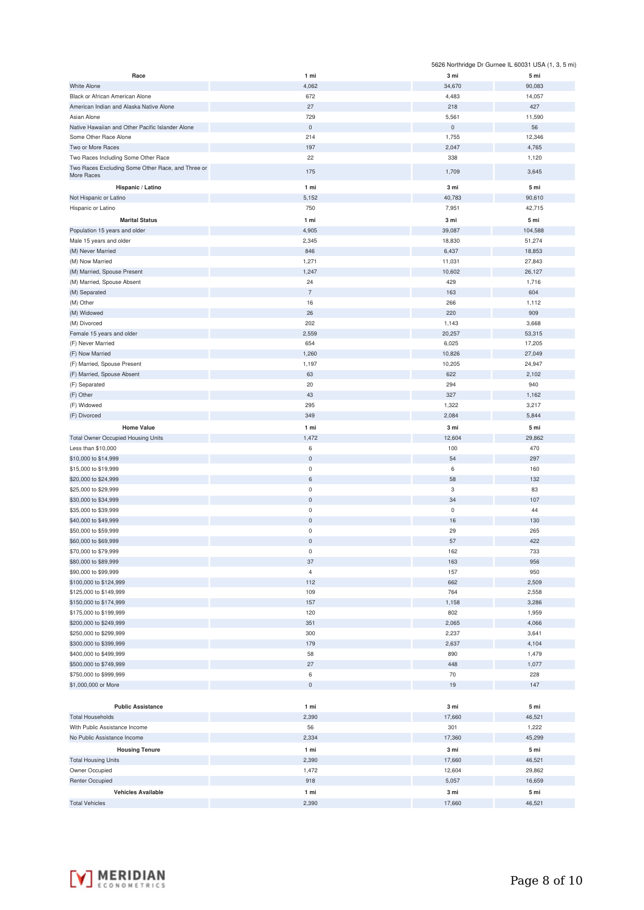5626 Northridge Dr Gurnee IL 60031 USA (1, 3, 5 mi)

| Race | 1 mi | 3 mi | 5 mi |
|---|---|---|---|
| White Alone | 4,062 | 34,670 | 90,083 |
| Black or African American Alone | 672 | 4,483 | 14,057 |
| American Indian and Alaska Native Alone | 27 | 218 | 427 |
| Asian Alone | 729 | 5,561 | 11,590 |
| Native Hawaiian and Other Pacific Islander Alone | 0 | 0 | 56 |
| Some Other Race Alone | 214 | 1,755 | 12,346 |
| Two or More Races | 197 | 2,047 | 4,765 |
| Two Races Including Some Other Race | 22 | 338 | 1,120 |
| Two Races Excluding Some Other Race, and Three or More Races | 175 | 1,709 | 3,645 |

| Hispanic / Latino | 1 mi | 3 mi | 5 mi |
|---|---|---|---|
| Not Hispanic or Latino | 5,152 | 40,783 | 90,610 |
| Hispanic or Latino | 750 | 7,951 | 42,715 |

| Marital Status | 1 mi | 3 mi | 5 mi |
|---|---|---|---|
| Population 15 years and older | 4,905 | 39,087 | 104,588 |
| Male 15 years and older | 2,345 | 18,830 | 51,274 |
| (M) Never Married | 846 | 6,437 | 18,853 |
| (M) Now Married | 1,271 | 11,031 | 27,843 |
| (M) Married, Spouse Present | 1,247 | 10,602 | 26,127 |
| (M) Married, Spouse Absent | 24 | 429 | 1,716 |
| (M) Separated | 7 | 163 | 604 |
| (M) Other | 16 | 266 | 1,112 |
| (M) Widowed | 26 | 220 | 909 |
| (M) Divorced | 202 | 1,143 | 3,668 |
| Female 15 years and older | 2,559 | 20,257 | 53,315 |
| (F) Never Married | 654 | 6,025 | 17,205 |
| (F) Now Married | 1,260 | 10,826 | 27,049 |
| (F) Married, Spouse Present | 1,197 | 10,205 | 24,947 |
| (F) Married, Spouse Absent | 63 | 622 | 2,102 |
| (F) Separated | 20 | 294 | 940 |
| (F) Other | 43 | 327 | 1,162 |
| (F) Widowed | 295 | 1,322 | 3,217 |
| (F) Divorced | 349 | 2,084 | 5,844 |

| Home Value | 1 mi | 3 mi | 5 mi |
|---|---|---|---|
| Total Owner Occupied Housing Units | 1,472 | 12,604 | 29,862 |
| Less than $10,000 | 6 | 100 | 470 |
| $10,000 to $14,999 | 0 | 54 | 297 |
| $15,000 to $19,999 | 0 | 6 | 160 |
| $20,000 to $24,999 | 6 | 58 | 132 |
| $25,000 to $29,999 | 0 | 3 | 83 |
| $30,000 to $34,999 | 0 | 34 | 107 |
| $35,000 to $39,999 | 0 | 0 | 44 |
| $40,000 to $49,999 | 0 | 16 | 130 |
| $50,000 to $59,999 | 0 | 29 | 265 |
| $60,000 to $69,999 | 0 | 57 | 422 |
| $70,000 to $79,999 | 0 | 162 | 733 |
| $80,000 to $89,999 | 37 | 163 | 956 |
| $90,000 to $99,999 | 4 | 157 | 950 |
| $100,000 to $124,999 | 112 | 662 | 2,509 |
| $125,000 to $149,999 | 109 | 764 | 2,558 |
| $150,000 to $174,999 | 157 | 1,158 | 3,286 |
| $175,000 to $199,999 | 120 | 802 | 1,959 |
| $200,000 to $249,999 | 351 | 2,065 | 4,066 |
| $250,000 to $299,999 | 300 | 2,237 | 3,641 |
| $300,000 to $399,999 | 179 | 2,637 | 4,104 |
| $400,000 to $499,999 | 58 | 890 | 1,479 |
| $500,000 to $749,999 | 27 | 448 | 1,077 |
| $750,000 to $999,999 | 6 | 70 | 228 |
| $1,000,000 or More | 0 | 19 | 147 |

| Public Assistance | 1 mi | 3 mi | 5 mi |
|---|---|---|---|
| Total Households | 2,390 | 17,660 | 46,521 |
| With Public Assistance Income | 56 | 301 | 1,222 |
| No Public Assistance Income | 2,334 | 17,360 | 45,299 |

| Housing Tenure | 1 mi | 3 mi | 5 mi |
|---|---|---|---|
| Total Housing Units | 2,390 | 17,660 | 46,521 |
| Owner Occupied | 1,472 | 12,604 | 29,862 |
| Renter Occupied | 918 | 5,057 | 16,659 |

| Vehicles Available | 1 mi | 3 mi | 5 mi |
|---|---|---|---|
| Total Vehicles | 2,390 | 17,660 | 46,521 |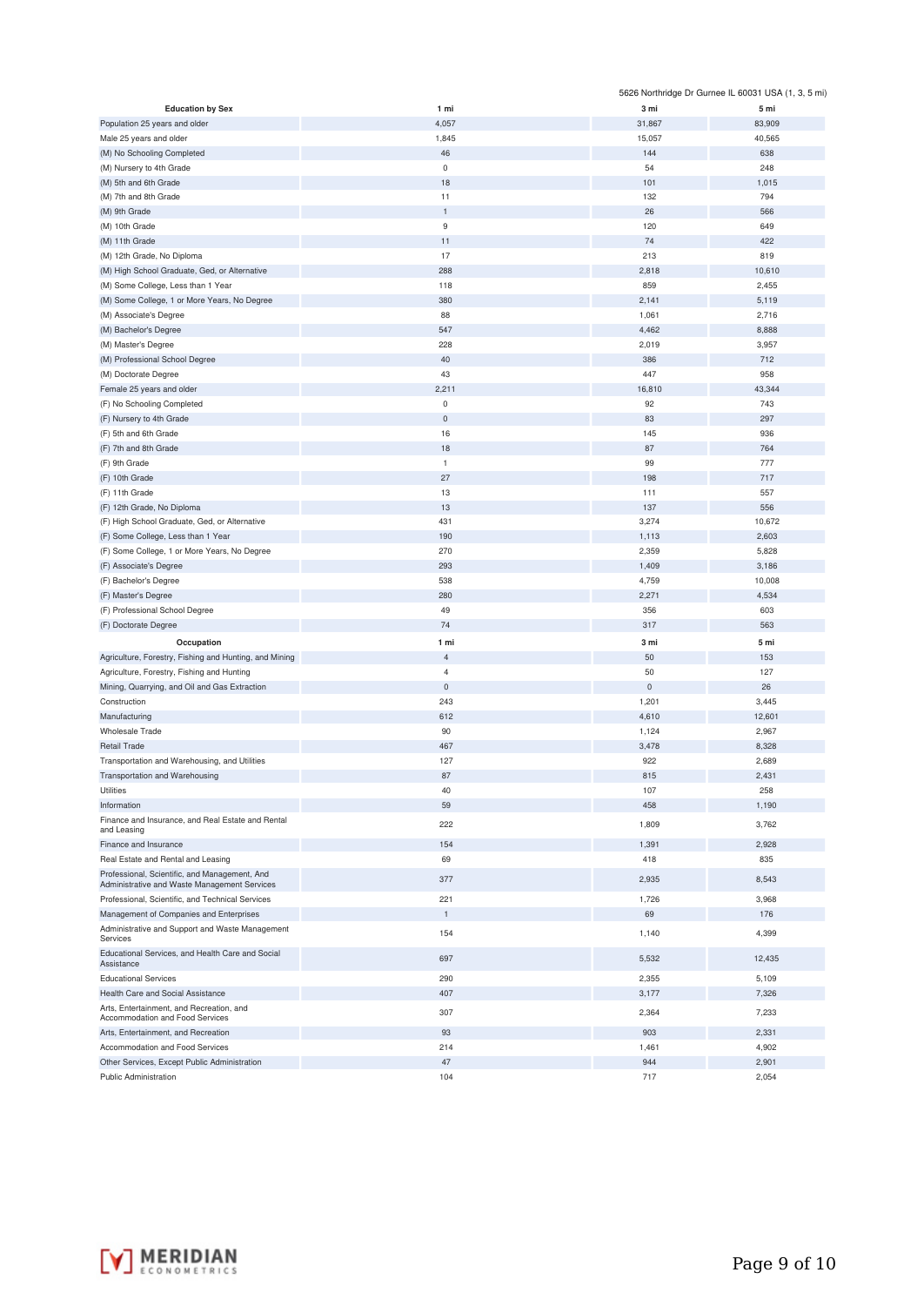5626 Northridge Dr Gurnee IL 60031 USA (1, 3, 5 mi)

| Education by Sex | 1 mi | 3 mi | 5 mi |
|---|---|---|---|
| Population 25 years and older | 4,057 | 31,867 | 83,909 |
| Male 25 years and older | 1,845 | 15,057 | 40,565 |
| (M) No Schooling Completed | 46 | 144 | 638 |
| (M) Nursery to 4th Grade | 0 | 54 | 248 |
| (M) 5th and 6th Grade | 18 | 101 | 1,015 |
| (M) 7th and 8th Grade | 11 | 132 | 794 |
| (M) 9th Grade | 1 | 26 | 566 |
| (M) 10th Grade | 9 | 120 | 649 |
| (M) 11th Grade | 11 | 74 | 422 |
| (M) 12th Grade, No Diploma | 17 | 213 | 819 |
| (M) High School Graduate, Ged, or Alternative | 288 | 2,818 | 10,610 |
| (M) Some College, Less than 1 Year | 118 | 859 | 2,455 |
| (M) Some College, 1 or More Years, No Degree | 380 | 2,141 | 5,119 |
| (M) Associate's Degree | 88 | 1,061 | 2,716 |
| (M) Bachelor's Degree | 547 | 4,462 | 8,888 |
| (M) Master's Degree | 228 | 2,019 | 3,957 |
| (M) Professional School Degree | 40 | 386 | 712 |
| (M) Doctorate Degree | 43 | 447 | 958 |
| Female 25 years and older | 2,211 | 16,810 | 43,344 |
| (F) No Schooling Completed | 0 | 92 | 743 |
| (F) Nursery to 4th Grade | 0 | 83 | 297 |
| (F) 5th and 6th Grade | 16 | 145 | 936 |
| (F) 7th and 8th Grade | 18 | 87 | 764 |
| (F) 9th Grade | 1 | 99 | 777 |
| (F) 10th Grade | 27 | 198 | 717 |
| (F) 11th Grade | 13 | 111 | 557 |
| (F) 12th Grade, No Diploma | 13 | 137 | 556 |
| (F) High School Graduate, Ged, or Alternative | 431 | 3,274 | 10,672 |
| (F) Some College, Less than 1 Year | 190 | 1,113 | 2,603 |
| (F) Some College, 1 or More Years, No Degree | 270 | 2,359 | 5,828 |
| (F) Associate's Degree | 293 | 1,409 | 3,186 |
| (F) Bachelor's Degree | 538 | 4,759 | 10,008 |
| (F) Master's Degree | 280 | 2,271 | 4,534 |
| (F) Professional School Degree | 49 | 356 | 603 |
| (F) Doctorate Degree | 74 | 317 | 563 |

| Occupation | 1 mi | 3 mi | 5 mi |
|---|---|---|---|
| Agriculture, Forestry, Fishing and Hunting, and Mining | 4 | 50 | 153 |
| Agriculture, Forestry, Fishing and Hunting | 4 | 50 | 127 |
| Mining, Quarrying, and Oil and Gas Extraction | 0 | 0 | 26 |
| Construction | 243 | 1,201 | 3,445 |
| Manufacturing | 612 | 4,610 | 12,601 |
| Wholesale Trade | 90 | 1,124 | 2,967 |
| Retail Trade | 467 | 3,478 | 8,328 |
| Transportation and Warehousing, and Utilities | 127 | 922 | 2,689 |
| Transportation and Warehousing | 87 | 815 | 2,431 |
| Utilities | 40 | 107 | 258 |
| Information | 59 | 458 | 1,190 |
| Finance and Insurance, and Real Estate and Rental and Leasing | 222 | 1,809 | 3,762 |
| Finance and Insurance | 154 | 1,391 | 2,928 |
| Real Estate and Rental and Leasing | 69 | 418 | 835 |
| Professional, Scientific, and Management, And Administrative and Waste Management Services | 377 | 2,935 | 8,543 |
| Professional, Scientific, and Technical Services | 221 | 1,726 | 3,968 |
| Management of Companies and Enterprises | 1 | 69 | 176 |
| Administrative and Support and Waste Management Services | 154 | 1,140 | 4,399 |
| Educational Services, and Health Care and Social Assistance | 697 | 5,532 | 12,435 |
| Educational Services | 290 | 2,355 | 5,109 |
| Health Care and Social Assistance | 407 | 3,177 | 7,326 |
| Arts, Entertainment, and Recreation, and Accommodation and Food Services | 307 | 2,364 | 7,233 |
| Arts, Entertainment, and Recreation | 93 | 903 | 2,331 |
| Accommodation and Food Services | 214 | 1,461 | 4,902 |
| Other Services, Except Public Administration | 47 | 944 | 2,901 |
| Public Administration | 104 | 717 | 2,054 |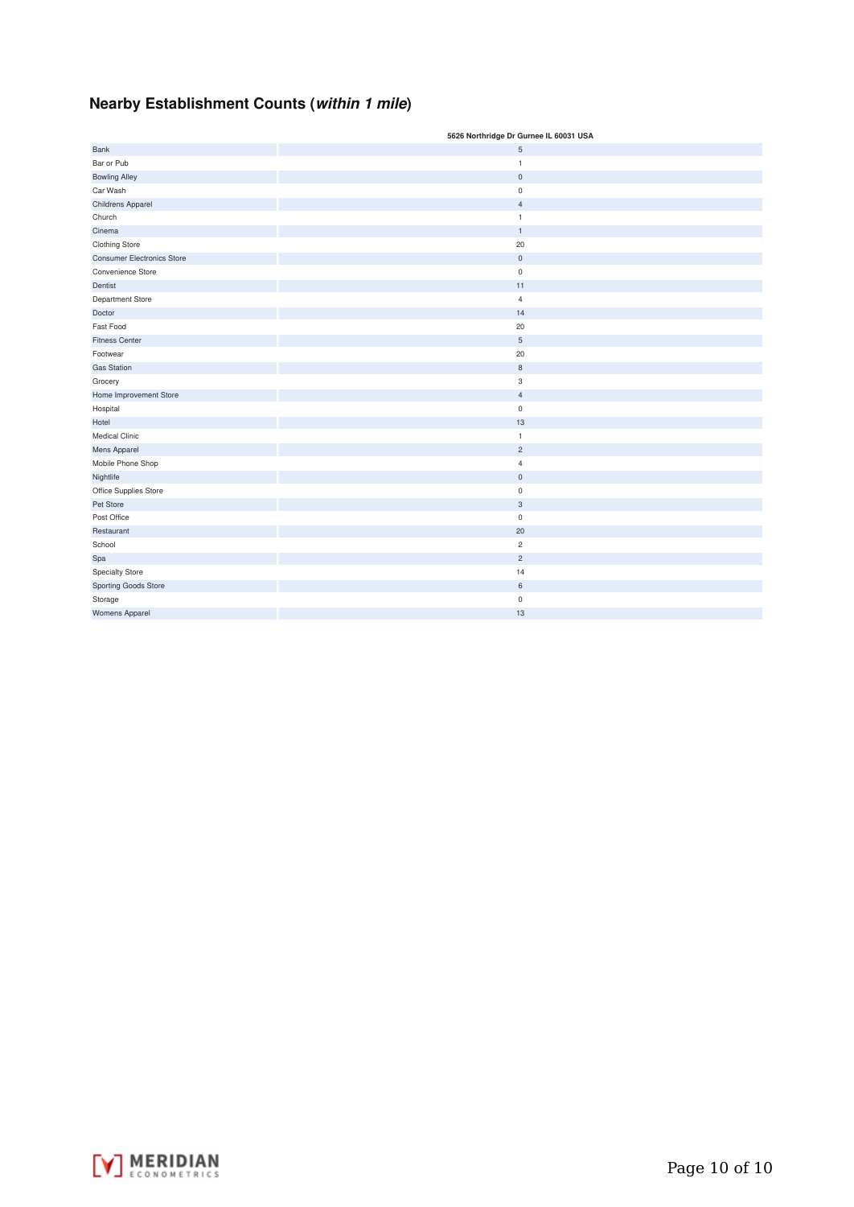## Nearby Establishment Counts (*within 1 mile*)

| | 5626 Northridge Dr Gurnee IL 60031 USA |
|---|---|
| Bank | 5 |
| Bar or Pub | 1 |
| Bowling Alley | 0 |
| Car Wash | 0 |
| Childrens Apparel | 4 |
| Church | 1 |
| Cinema | 1 |
| Clothing Store | 20 |
| Consumer Electronics Store | 0 |
| Convenience Store | 0 |
| Dentist | 11 |
| Department Store | 4 |
| Doctor | 14 |
| Fast Food | 20 |
| Fitness Center | 5 |
| Footwear | 20 |
| Gas Station | 8 |
| Grocery | 3 |
| Home Improvement Store | 4 |
| Hospital | 0 |
| Hotel | 13 |
| Medical Clinic | 1 |
| Mens Apparel | 2 |
| Mobile Phone Shop | 4 |
| Nightlife | 0 |
| Office Supplies Store | 0 |
| Pet Store | 3 |
| Post Office | 0 |
| Restaurant | 20 |
| School | 2 |
| Spa | 2 |
| Specialty Store | 14 |
| Sporting Goods Store | 6 |
| Storage | 0 |
| Womens Apparel | 13 |